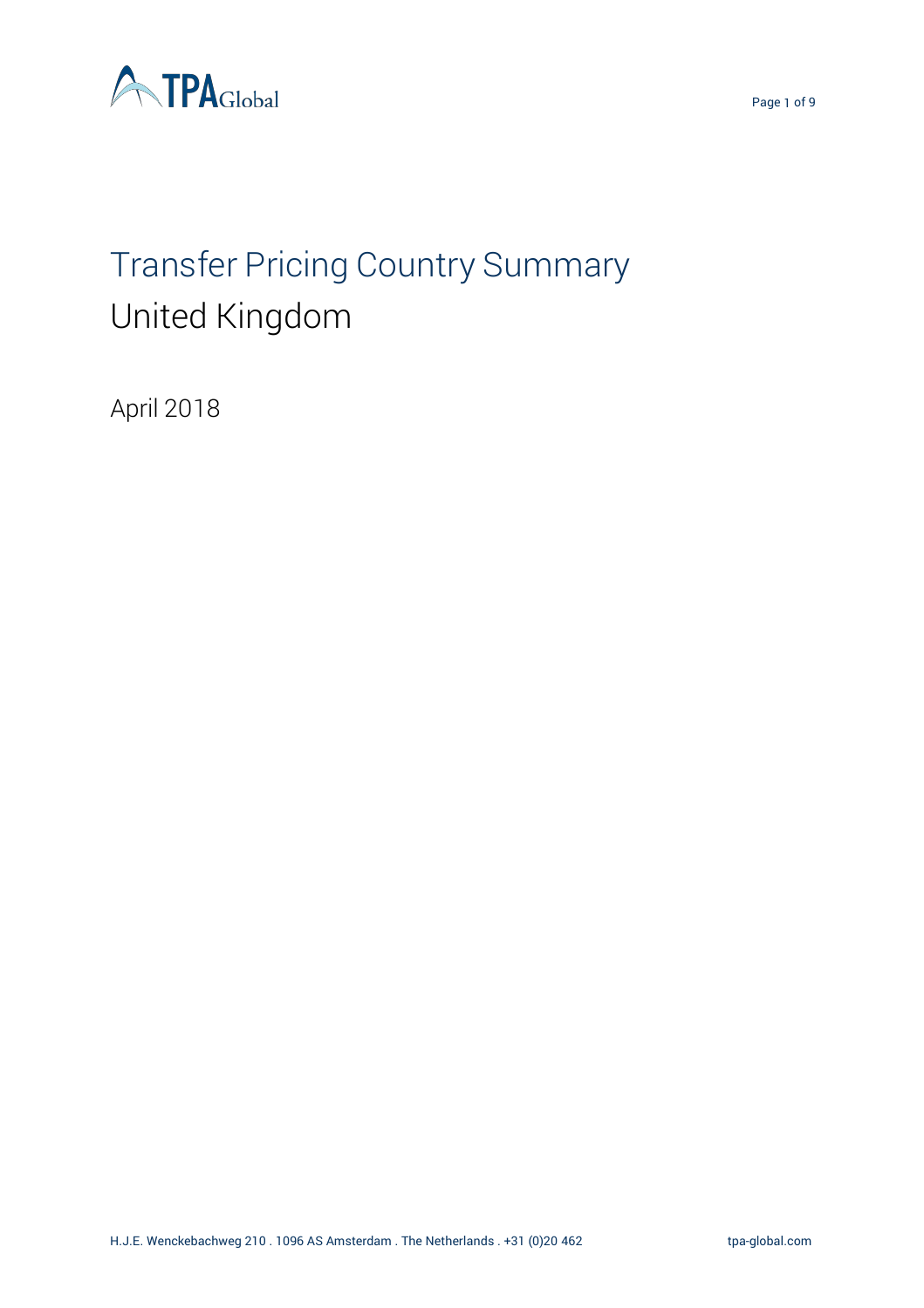# Transfer Pricing Country Summary

## United Kingdom

April 2018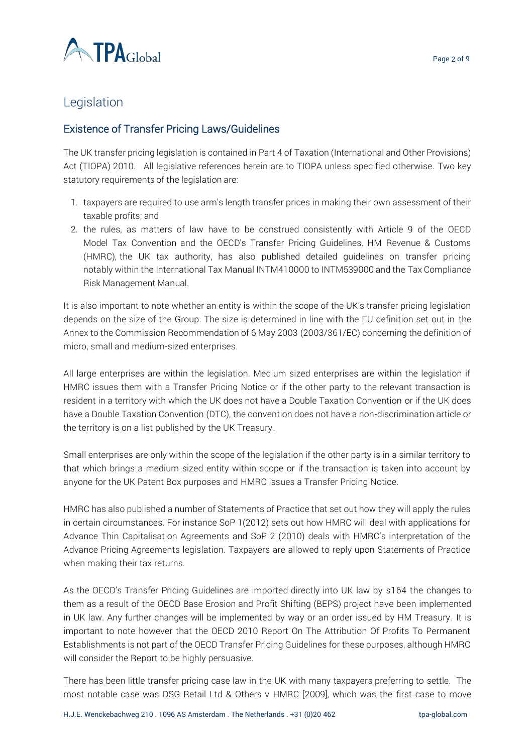# Legislation

## Existence of Transfer Pricing Laws/Guidelines

The UK transfer pricing legislation is contained in Part 4 of Taxation (International and Other Provisions) Act (TIOPA) 2010. All legislative references herein are to TIOPA unless specified otherwise. Two key statutory requirements of the legislation are:

1. taxpayers are required to use arm's length transfer prices in making their own assessment of their taxable profits; and
2. the rules, as matters of law have to be construed consistently with Article 9 of the OECD Model Tax Convention and the OECD's Transfer Pricing Guidelines. HM Revenue & Customs (HMRC), the UK tax authority, has also published detailed guidelines on transfer pricing notably within the International Tax Manual INTM410000 to INTM539000 and the Tax Compliance Risk Management Manual.

It is also important to note whether an entity is within the scope of the UK's transfer pricing legislation depends on the size of the Group. The size is determined in line with the EU definition set out in the Annex to the Commission Recommendation of 6 May 2003 (2003/361/EC) concerning the definition of micro, small and medium-sized enterprises.

All large enterprises are within the legislation. Medium sized enterprises are within the legislation if HMRC issues them with a Transfer Pricing Notice or if the other party to the relevant transaction is resident in a territory with which the UK does not have a Double Taxation Convention or if the UK does have a Double Taxation Convention (DTC), the convention does not have a non-discrimination article or the territory is on a list published by the UK Treasury.

Small enterprises are only within the scope of the legislation if the other party is in a similar territory to that which brings a medium sized entity within scope or if the transaction is taken into account by anyone for the UK Patent Box purposes and HMRC issues a Transfer Pricing Notice.

HMRC has also published a number of Statements of Practice that set out how they will apply the rules in certain circumstances. For instance SoP 1(2012) sets out how HMRC will deal with applications for Advance Thin Capitalisation Agreements and SoP 2 (2010) deals with HMRC's interpretation of the Advance Pricing Agreements legislation. Taxpayers are allowed to reply upon Statements of Practice when making their tax returns.

As the OECD's Transfer Pricing Guidelines are imported directly into UK law by s164 the changes to them as a result of the OECD Base Erosion and Profit Shifting (BEPS) project have been implemented in UK law. Any further changes will be implemented by way or an order issued by HM Treasury. It is important to note however that the OECD 2010 Report On The Attribution Of Profits To Permanent Establishments is not part of the OECD Transfer Pricing Guidelines for these purposes, although HMRC will consider the Report to be highly persuasive.

There has been little transfer pricing case law in the UK with many taxpayers preferring to settle. The most notable case was DSG Retail Ltd & Others v HMRC [2009], which was the first case to move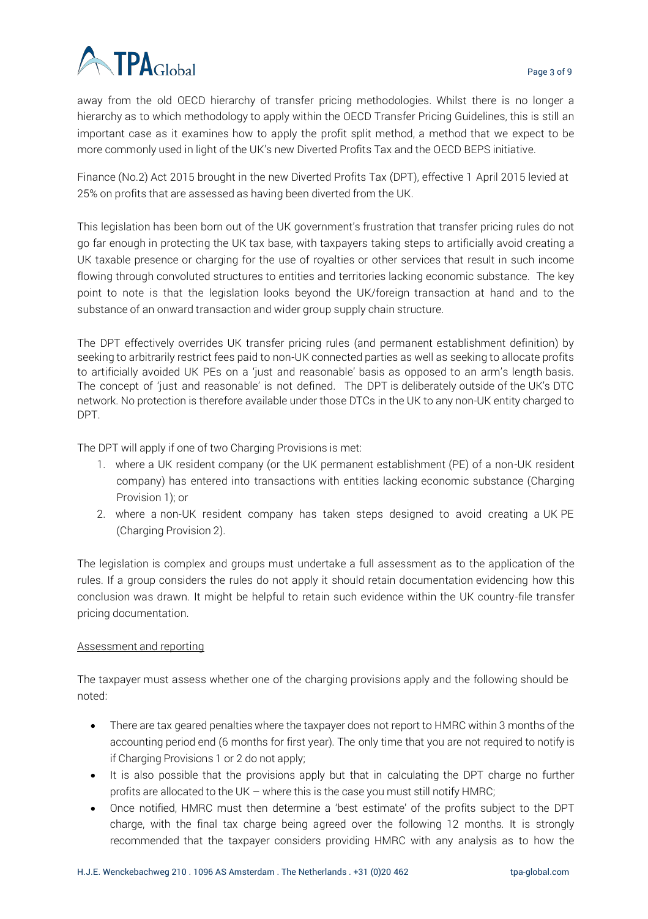away from the old OECD hierarchy of transfer pricing methodologies. Whilst there is no longer a hierarchy as to which methodology to apply within the OECD Transfer Pricing Guidelines, this is still an important case as it examines how to apply the profit split method, a method that we expect to be more commonly used in light of the UK's new Diverted Profits Tax and the OECD BEPS initiative.

Finance (No.2) Act 2015 brought in the new Diverted Profits Tax (DPT), effective 1 April 2015 levied at 25% on profits that are assessed as having been diverted from the UK.

This legislation has been born out of the UK government's frustration that transfer pricing rules do not go far enough in protecting the UK tax base, with taxpayers taking steps to artificially avoid creating a UK taxable presence or charging for the use of royalties or other services that result in such income flowing through convoluted structures to entities and territories lacking economic substance. The key point to note is that the legislation looks beyond the UK/foreign transaction at hand and to the substance of an onward transaction and wider group supply chain structure.

The DPT effectively overrides UK transfer pricing rules (and permanent establishment definition) by seeking to arbitrarily restrict fees paid to non-UK connected parties as well as seeking to allocate profits to artificially avoided UK PEs on a 'just and reasonable' basis as opposed to an arm's length basis. The concept of 'just and reasonable' is not defined. The DPT is deliberately outside of the UK's DTC network. No protection is therefore available under those DTCs in the UK to any non-UK entity charged to DPT.

The DPT will apply if one of two Charging Provisions is met:

1. where a UK resident company (or the UK permanent establishment (PE) of a non-UK resident company) has entered into transactions with entities lacking economic substance (Charging Provision 1); or
2. where a non-UK resident company has taken steps designed to avoid creating a UK PE (Charging Provision 2).

The legislation is complex and groups must undertake a full assessment as to the application of the rules. If a group considers the rules do not apply it should retain documentation evidencing how this conclusion was drawn. It might be helpful to retain such evidence within the UK country-file transfer pricing documentation.

Assessment and reporting

The taxpayer must assess whether one of the charging provisions apply and the following should be noted:

- There are tax geared penalties where the taxpayer does not report to HMRC within 3 months of the accounting period end (6 months for first year). The only time that you are not required to notify is if Charging Provisions 1 or 2 do not apply;
- It is also possible that the provisions apply but that in calculating the DPT charge no further profits are allocated to the UK – where this is the case you must still notify HMRC;
- Once notified, HMRC must then determine a 'best estimate' of the profits subject to the DPT charge, with the final tax charge being agreed over the following 12 months. It is strongly recommended that the taxpayer considers providing HMRC with any analysis as to how the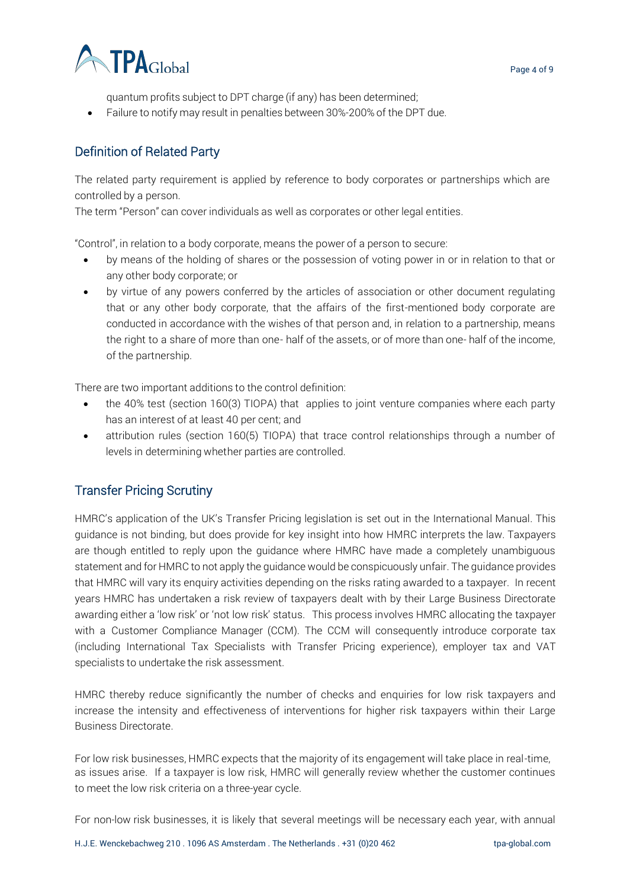quantum profits subject to DPT charge (if any) has been determined;

- Failure to notify may result in penalties between 30%-200% of the DPT due.

## Definition of Related Party

The related party requirement is applied by reference to body corporates or partnerships which are controlled by a person.
The term "Person" can cover individuals as well as corporates or other legal entities.

"Control", in relation to a body corporate, means the power of a person to secure:

- by means of the holding of shares or the possession of voting power in or in relation to that or any other body corporate; or
- by virtue of any powers conferred by the articles of association or other document regulating that or any other body corporate, that the affairs of the first-mentioned body corporate are conducted in accordance with the wishes of that person and, in relation to a partnership, means the right to a share of more than one- half of the assets, or of more than one- half of the income, of the partnership.

There are two important additions to the control definition:

- the 40% test (section 160(3) TIOPA) that applies to joint venture companies where each party has an interest of at least 40 per cent; and
- attribution rules (section 160(5) TIOPA) that trace control relationships through a number of levels in determining whether parties are controlled.

## Transfer Pricing Scrutiny

HMRC's application of the UK's Transfer Pricing legislation is set out in the International Manual. This guidance is not binding, but does provide for key insight into how HMRC interprets the law. Taxpayers are though entitled to reply upon the guidance where HMRC have made a completely unambiguous statement and for HMRC to not apply the guidance would be conspicuously unfair. The guidance provides that HMRC will vary its enquiry activities depending on the risks rating awarded to a taxpayer. In recent years HMRC has undertaken a risk review of taxpayers dealt with by their Large Business Directorate awarding either a 'low risk' or 'not low risk' status. This process involves HMRC allocating the taxpayer with a Customer Compliance Manager (CCM). The CCM will consequently introduce corporate tax (including International Tax Specialists with Transfer Pricing experience), employer tax and VAT specialists to undertake the risk assessment.

HMRC thereby reduce significantly the number of checks and enquiries for low risk taxpayers and increase the intensity and effectiveness of interventions for higher risk taxpayers within their Large Business Directorate.

For low risk businesses, HMRC expects that the majority of its engagement will take place in real-time, as issues arise. If a taxpayer is low risk, HMRC will generally review whether the customer continues to meet the low risk criteria on a three-year cycle.

For non-low risk businesses, it is likely that several meetings will be necessary each year, with annual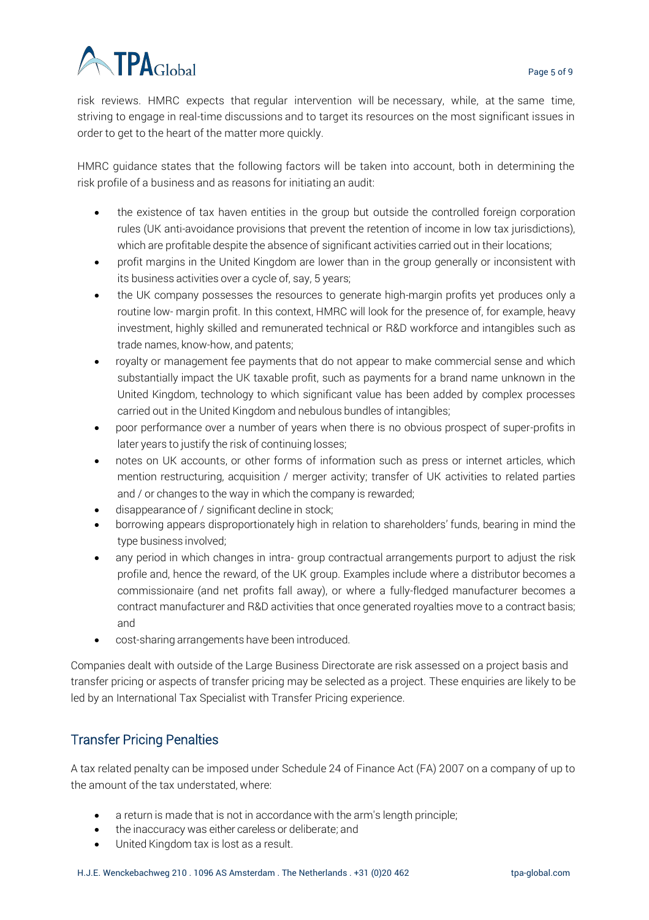risk reviews. HMRC expects that regular intervention will be necessary, while, at the same time, striving to engage in real-time discussions and to target its resources on the most significant issues in order to get to the heart of the matter more quickly.

HMRC guidance states that the following factors will be taken into account, both in determining the risk profile of a business and as reasons for initiating an audit:

- the existence of tax haven entities in the group but outside the controlled foreign corporation rules (UK anti-avoidance provisions that prevent the retention of income in low tax jurisdictions), which are profitable despite the absence of significant activities carried out in their locations;
- profit margins in the United Kingdom are lower than in the group generally or inconsistent with its business activities over a cycle of, say, 5 years;
- the UK company possesses the resources to generate high-margin profits yet produces only a routine low- margin profit. In this context, HMRC will look for the presence of, for example, heavy investment, highly skilled and remunerated technical or R&D workforce and intangibles such as trade names, know-how, and patents;
- royalty or management fee payments that do not appear to make commercial sense and which substantially impact the UK taxable profit, such as payments for a brand name unknown in the United Kingdom, technology to which significant value has been added by complex processes carried out in the United Kingdom and nebulous bundles of intangibles;
- poor performance over a number of years when there is no obvious prospect of super-profits in later years to justify the risk of continuing losses;
- notes on UK accounts, or other forms of information such as press or internet articles, which mention restructuring, acquisition / merger activity; transfer of UK activities to related parties and / or changes to the way in which the company is rewarded;
- disappearance of / significant decline in stock;
- borrowing appears disproportionately high in relation to shareholders' funds, bearing in mind the type business involved;
- any period in which changes in intra- group contractual arrangements purport to adjust the risk profile and, hence the reward, of the UK group. Examples include where a distributor becomes a commissionaire (and net profits fall away), or where a fully-fledged manufacturer becomes a contract manufacturer and R&D activities that once generated royalties move to a contract basis; and
- cost-sharing arrangements have been introduced.

Companies dealt with outside of the Large Business Directorate are risk assessed on a project basis and transfer pricing or aspects of transfer pricing may be selected as a project. These enquiries are likely to be led by an International Tax Specialist with Transfer Pricing experience.

## Transfer Pricing Penalties

A tax related penalty can be imposed under Schedule 24 of Finance Act (FA) 2007 on a company of up to the amount of the tax understated, where:

- a return is made that is not in accordance with the arm's length principle;
- the inaccuracy was either careless or deliberate; and
- United Kingdom tax is lost as a result.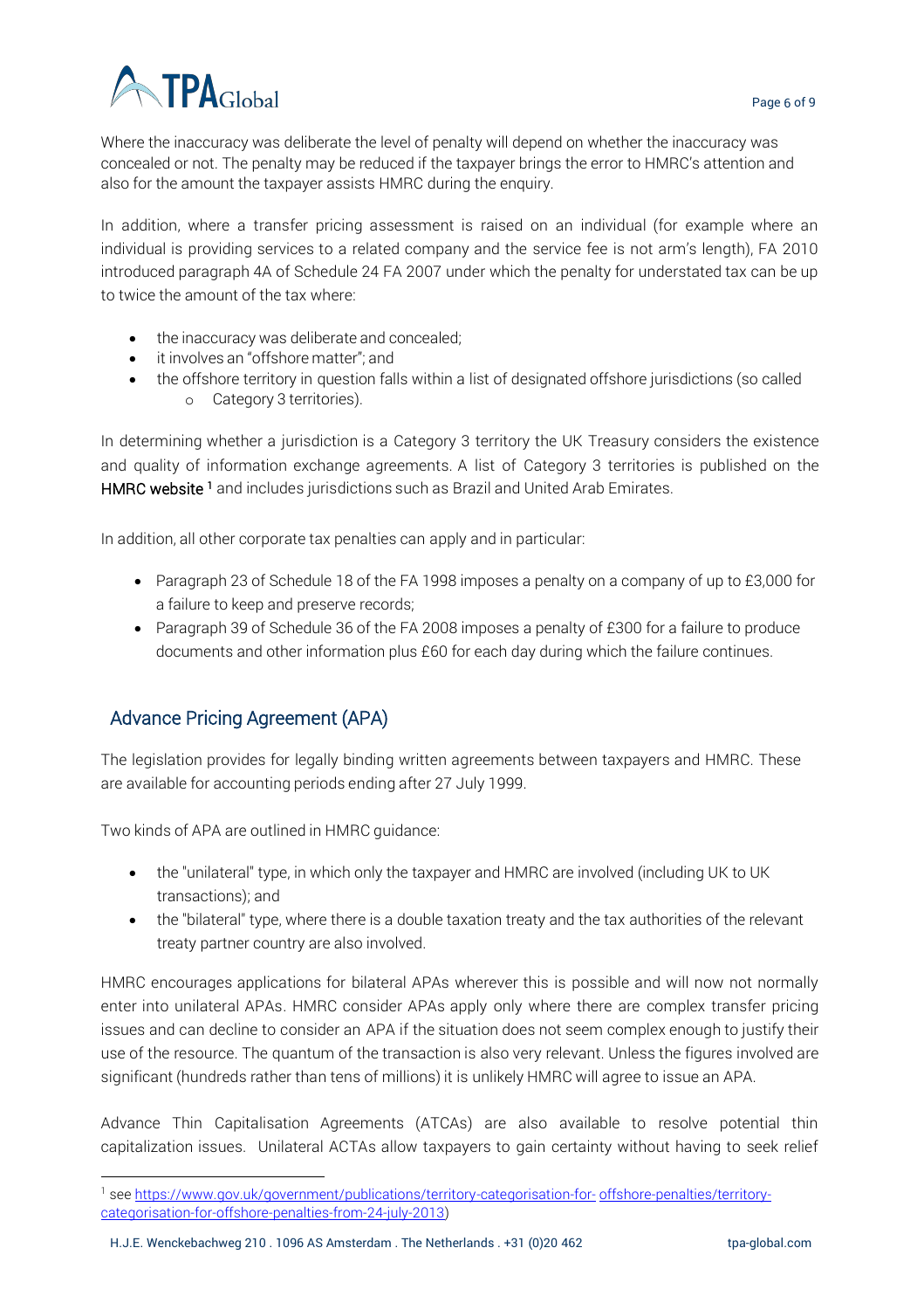Where the inaccuracy was deliberate the level of penalty will depend on whether the inaccuracy was concealed or not. The penalty may be reduced if the taxpayer brings the error to HMRC's attention and also for the amount the taxpayer assists HMRC during the enquiry.

In addition, where a transfer pricing assessment is raised on an individual (for example where an individual is providing services to a related company and the service fee is not arm's length), FA 2010 introduced paragraph 4A of Schedule 24 FA 2007 under which the penalty for understated tax can be up to twice the amount of the tax where:

- the inaccuracy was deliberate and concealed;
- it involves an "offshore matter"; and
- the offshore territory in question falls within a list of designated offshore jurisdictions (so called
  - Category 3 territories).

In determining whether a jurisdiction is a Category 3 territory the UK Treasury considers the existence and quality of information exchange agreements. A list of Category 3 territories is published on the HMRC website [1] and includes jurisdictions such as Brazil and United Arab Emirates.

In addition, all other corporate tax penalties can apply and in particular:

- Paragraph 23 of Schedule 18 of the FA 1998 imposes a penalty on a company of up to £3,000 for a failure to keep and preserve records;
- Paragraph 39 of Schedule 36 of the FA 2008 imposes a penalty of £300 for a failure to produce documents and other information plus £60 for each day during which the failure continues.

## Advance Pricing Agreement (APA)

The legislation provides for legally binding written agreements between taxpayers and HMRC. These are available for accounting periods ending after 27 July 1999.

Two kinds of APA are outlined in HMRC guidance:

- the "unilateral" type, in which only the taxpayer and HMRC are involved (including UK to UK transactions); and
- the "bilateral" type, where there is a double taxation treaty and the tax authorities of the relevant treaty partner country are also involved.

HMRC encourages applications for bilateral APAs wherever this is possible and will now not normally enter into unilateral APAs. HMRC consider APAs apply only where there are complex transfer pricing issues and can decline to consider an APA if the situation does not seem complex enough to justify their use of the resource. The quantum of the transaction is also very relevant. Unless the figures involved are significant (hundreds rather than tens of millions) it is unlikely HMRC will agree to issue an APA.

Advance Thin Capitalisation Agreements (ATCAs) are also available to resolve potential thin capitalization issues. Unilateral ACTAs allow taxpayers to gain certainty without having to seek relief

---

[1] see https://www.gov.uk/government/publications/territory-categorisation-for-offshore-penalties/territory-categorisation-for-offshore-penalties-from-24-july-2013)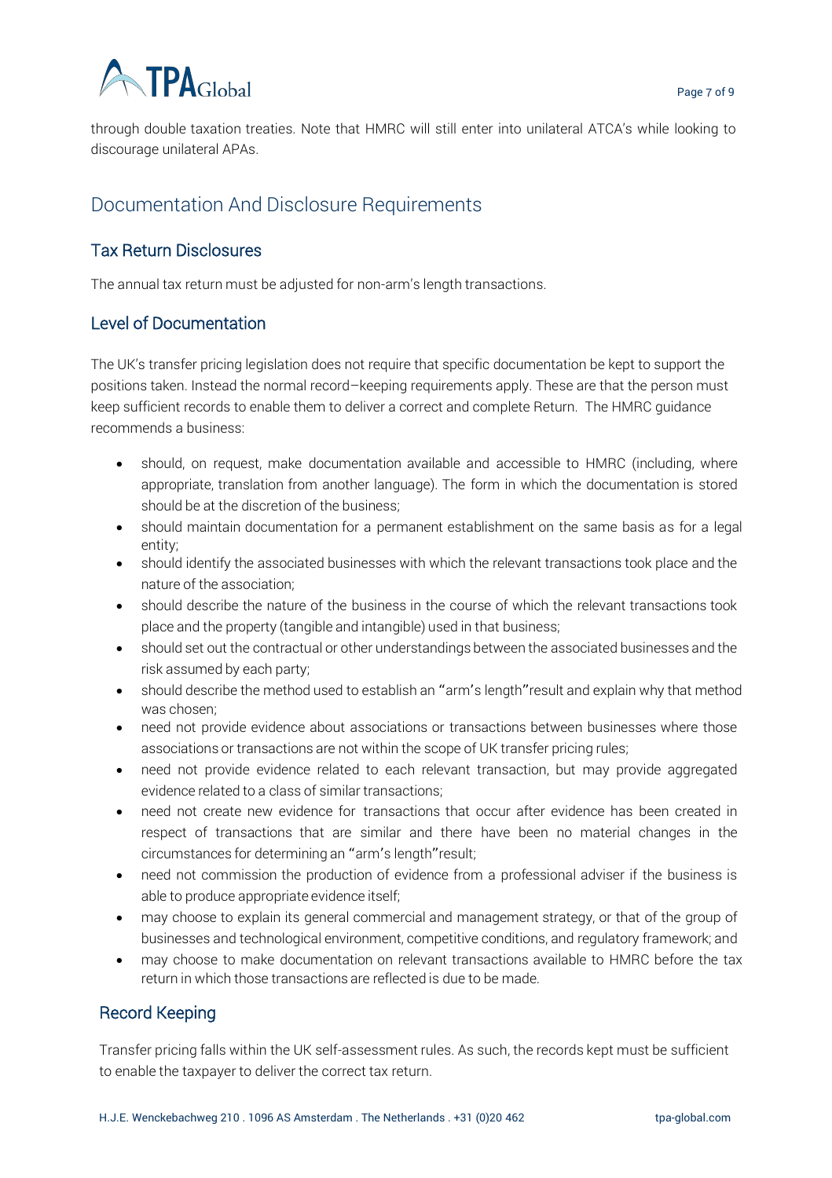through double taxation treaties. Note that HMRC will still enter into unilateral ATCA's while looking to discourage unilateral APAs.

## Documentation And Disclosure Requirements

### Tax Return Disclosures

The annual tax return must be adjusted for non-arm's length transactions.

### Level of Documentation

The UK's transfer pricing legislation does not require that specific documentation be kept to support the positions taken. Instead the normal record–keeping requirements apply. These are that the person must keep sufficient records to enable them to deliver a correct and complete Return. The HMRC guidance recommends a business:

- should, on request, make documentation available and accessible to HMRC (including, where appropriate, translation from another language). The form in which the documentation is stored should be at the discretion of the business;
- should maintain documentation for a permanent establishment on the same basis as for a legal entity;
- should identify the associated businesses with which the relevant transactions took place and the nature of the association;
- should describe the nature of the business in the course of which the relevant transactions took place and the property (tangible and intangible) used in that business;
- should set out the contractual or other understandings between the associated businesses and the risk assumed by each party;
- should describe the method used to establish an "arm's length"result and explain why that method was chosen;
- need not provide evidence about associations or transactions between businesses where those associations or transactions are not within the scope of UK transfer pricing rules;
- need not provide evidence related to each relevant transaction, but may provide aggregated evidence related to a class of similar transactions;
- need not create new evidence for transactions that occur after evidence has been created in respect of transactions that are similar and there have been no material changes in the circumstances for determining an "arm's length"result;
- need not commission the production of evidence from a professional adviser if the business is able to produce appropriate evidence itself;
- may choose to explain its general commercial and management strategy, or that of the group of businesses and technological environment, competitive conditions, and regulatory framework; and
- may choose to make documentation on relevant transactions available to HMRC before the tax return in which those transactions are reflected is due to be made.

### Record Keeping

Transfer pricing falls within the UK self-assessment rules. As such, the records kept must be sufficient to enable the taxpayer to deliver the correct tax return.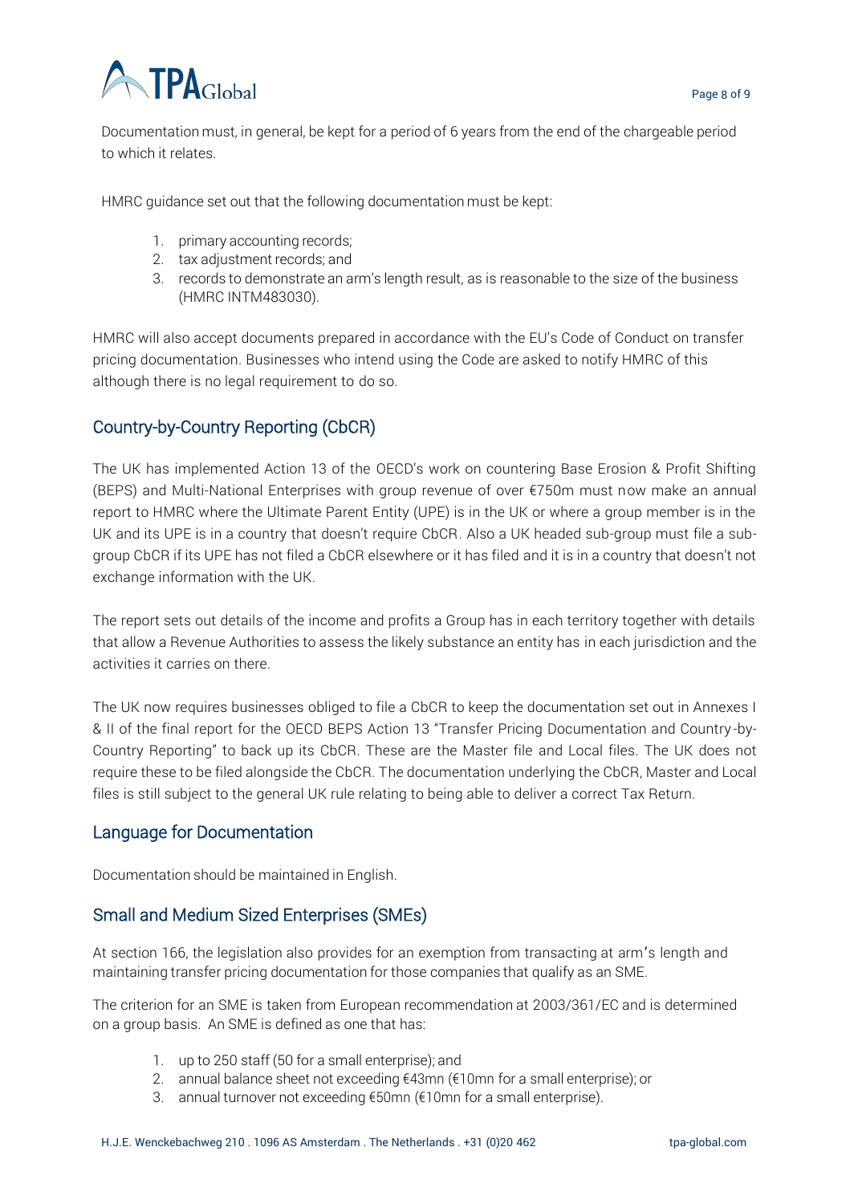Documentation must, in general, be kept for a period of 6 years from the end of the chargeable period to which it relates.

HMRC guidance set out that the following documentation must be kept:

1. primary accounting records;
2. tax adjustment records; and
3. records to demonstrate an arm's length result, as is reasonable to the size of the business (HMRC INTM483030).

HMRC will also accept documents prepared in accordance with the EU's Code of Conduct on transfer pricing documentation. Businesses who intend using the Code are asked to notify HMRC of this although there is no legal requirement to do so.

## Country-by-Country Reporting (CbCR)

The UK has implemented Action 13 of the OECD's work on countering Base Erosion & Profit Shifting (BEPS) and Multi-National Enterprises with group revenue of over €750m must now make an annual report to HMRC where the Ultimate Parent Entity (UPE) is in the UK or where a group member is in the UK and its UPE is in a country that doesn't require CbCR. Also a UK headed sub-group must file a sub-group CbCR if its UPE has not filed a CbCR elsewhere or it has filed and it is in a country that doesn't not exchange information with the UK.

The report sets out details of the income and profits a Group has in each territory together with details that allow a Revenue Authorities to assess the likely substance an entity has in each jurisdiction and the activities it carries on there.

The UK now requires businesses obliged to file a CbCR to keep the documentation set out in Annexes I & II of the final report for the OECD BEPS Action 13 "Transfer Pricing Documentation and Country-by-Country Reporting" to back up its CbCR. These are the Master file and Local files. The UK does not require these to be filed alongside the CbCR. The documentation underlying the CbCR, Master and Local files is still subject to the general UK rule relating to being able to deliver a correct Tax Return.

## Language for Documentation

Documentation should be maintained in English.

## Small and Medium Sized Enterprises (SMEs)

At section 166, the legislation also provides for an exemption from transacting at arm's length and maintaining transfer pricing documentation for those companies that qualify as an SME.

The criterion for an SME is taken from European recommendation at 2003/361/EC and is determined on a group basis. An SME is defined as one that has:

1. up to 250 staff (50 for a small enterprise); and
2. annual balance sheet not exceeding €43mn (€10mn for a small enterprise); or
3. annual turnover not exceeding €50mn (€10mn for a small enterprise).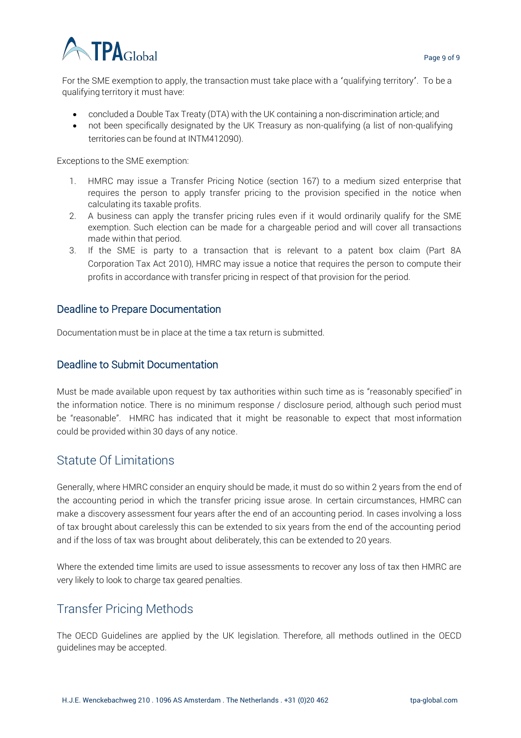For the SME exemption to apply, the transaction must take place with a 'qualifying territory'. To be a qualifying territory it must have:

- concluded a Double Tax Treaty (DTA) with the UK containing a non-discrimination article; and
- not been specifically designated by the UK Treasury as non-qualifying (a list of non-qualifying territories can be found at INTM412090).

Exceptions to the SME exemption:

1. HMRC may issue a Transfer Pricing Notice (section 167) to a medium sized enterprise that requires the person to apply transfer pricing to the provision specified in the notice when calculating its taxable profits.
2. A business can apply the transfer pricing rules even if it would ordinarily qualify for the SME exemption. Such election can be made for a chargeable period and will cover all transactions made within that period.
3. If the SME is party to a transaction that is relevant to a patent box claim (Part 8A Corporation Tax Act 2010), HMRC may issue a notice that requires the person to compute their profits in accordance with transfer pricing in respect of that provision for the period.

### Deadline to Prepare Documentation

Documentation must be in place at the time a tax return is submitted.

### Deadline to Submit Documentation

Must be made available upon request by tax authorities within such time as is "reasonably specified" in the information notice. There is no minimum response / disclosure period, although such period must be "reasonable". HMRC has indicated that it might be reasonable to expect that most information could be provided within 30 days of any notice.

## Statute Of Limitations

Generally, where HMRC consider an enquiry should be made, it must do so within 2 years from the end of the accounting period in which the transfer pricing issue arose. In certain circumstances, HMRC can make a discovery assessment four years after the end of an accounting period. In cases involving a loss of tax brought about carelessly this can be extended to six years from the end of the accounting period and if the loss of tax was brought about deliberately, this can be extended to 20 years.

Where the extended time limits are used to issue assessments to recover any loss of tax then HMRC are very likely to look to charge tax geared penalties.

## Transfer Pricing Methods

The OECD Guidelines are applied by the UK legislation. Therefore, all methods outlined in the OECD guidelines may be accepted.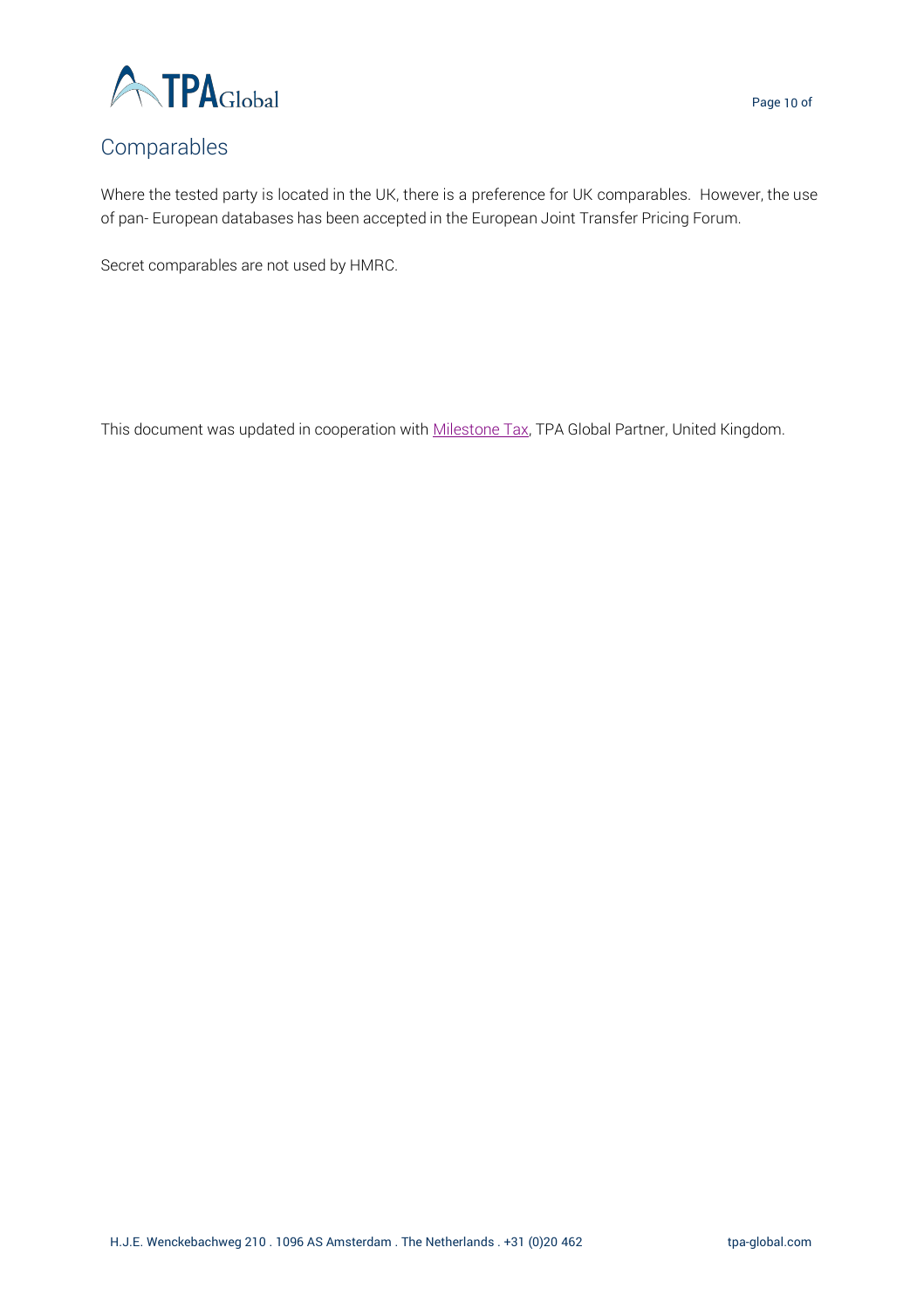## Comparables

Where the tested party is located in the UK, there is a preference for UK comparables. However, the use of pan- European databases has been accepted in the European Joint Transfer Pricing Forum.

Secret comparables are not used by HMRC.

This document was updated in cooperation with Milestone Tax, TPA Global Partner, United Kingdom.